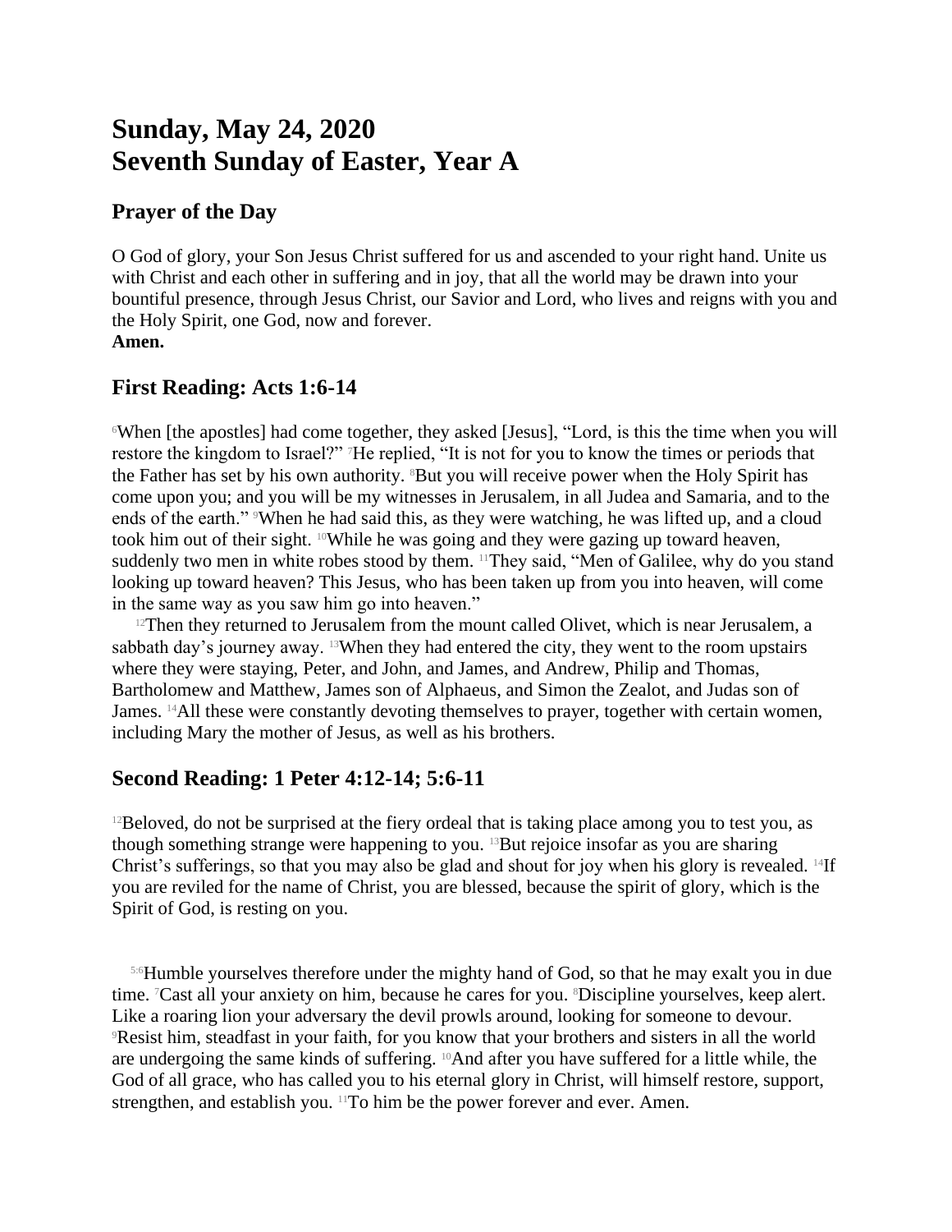# Sunday, May 24, 2020
# Seventh Sunday of Easter, Year A

## Prayer of the Day

O God of glory, your Son Jesus Christ suffered for us and ascended to your right hand. Unite us with Christ and each other in suffering and in joy, that all the world may be drawn into your bountiful presence, through Jesus Christ, our Savior and Lord, who lives and reigns with you and the Holy Spirit, one God, now and forever.
**Amen.**

## First Reading: Acts 1:6-14

[6]When [the apostles] had come together, they asked [Jesus], "Lord, is this the time when you will restore the kingdom to Israel?" [7]He replied, "It is not for you to know the times or periods that the Father has set by his own authority. [8]But you will receive power when the Holy Spirit has come upon you; and you will be my witnesses in Jerusalem, in all Judea and Samaria, and to the ends of the earth." [9]When he had said this, as they were watching, he was lifted up, and a cloud took him out of their sight. [10]While he was going and they were gazing up toward heaven, suddenly two men in white robes stood by them. [11]They said, "Men of Galilee, why do you stand looking up toward heaven? This Jesus, who has been taken up from you into heaven, will come in the same way as you saw him go into heaven."

[12]Then they returned to Jerusalem from the mount called Olivet, which is near Jerusalem, a sabbath day's journey away. [13]When they had entered the city, they went to the room upstairs where they were staying, Peter, and John, and James, and Andrew, Philip and Thomas, Bartholomew and Matthew, James son of Alphaeus, and Simon the Zealot, and Judas son of James. [14]All these were constantly devoting themselves to prayer, together with certain women, including Mary the mother of Jesus, as well as his brothers.

## Second Reading: 1 Peter 4:12-14; 5:6-11

[12]Beloved, do not be surprised at the fiery ordeal that is taking place among you to test you, as though something strange were happening to you. [13]But rejoice insofar as you are sharing Christ's sufferings, so that you may also be glad and shout for joy when his glory is revealed. [14]If you are reviled for the name of Christ, you are blessed, because the spirit of glory, which is the Spirit of God, is resting on you.

[5:6]Humble yourselves therefore under the mighty hand of God, so that he may exalt you in due time. [7]Cast all your anxiety on him, because he cares for you. [8]Discipline yourselves, keep alert. Like a roaring lion your adversary the devil prowls around, looking for someone to devour. [9]Resist him, steadfast in your faith, for you know that your brothers and sisters in all the world are undergoing the same kinds of suffering. [10]And after you have suffered for a little while, the God of all grace, who has called you to his eternal glory in Christ, will himself restore, support, strengthen, and establish you. [11]To him be the power forever and ever. Amen.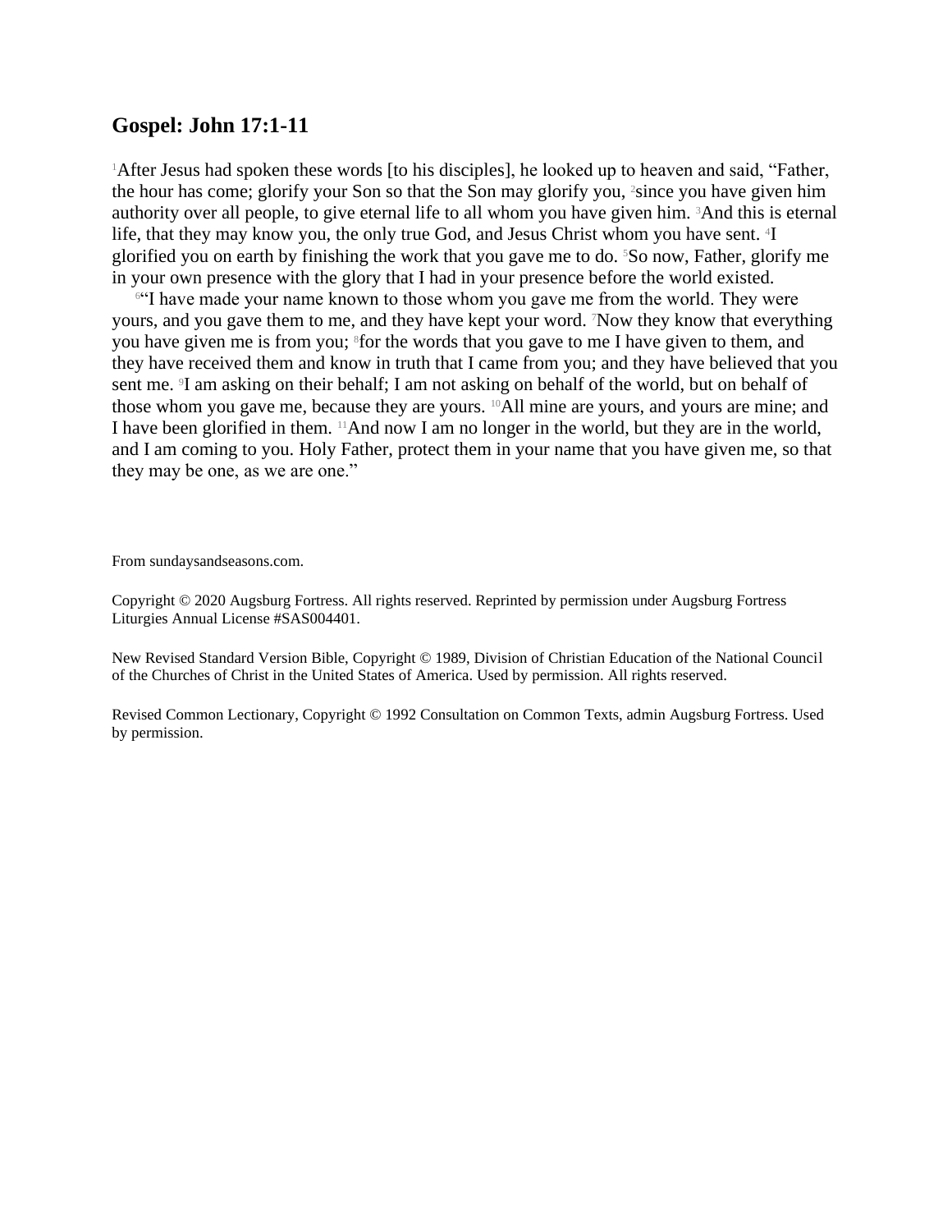## Gospel: John 17:1-11

[1]After Jesus had spoken these words [to his disciples], he looked up to heaven and said, "Father, the hour has come; glorify your Son so that the Son may glorify you, [2]since you have given him authority over all people, to give eternal life to all whom you have given him. [3]And this is eternal life, that they may know you, the only true God, and Jesus Christ whom you have sent. [4]I glorified you on earth by finishing the work that you gave me to do. [5]So now, Father, glorify me in your own presence with the glory that I had in your presence before the world existed.

[6]"I have made your name known to those whom you gave me from the world. They were yours, and you gave them to me, and they have kept your word. [7]Now they know that everything you have given me is from you; [8]for the words that you gave to me I have given to them, and they have received them and know in truth that I came from you; and they have believed that you sent me. [9]I am asking on their behalf; I am not asking on behalf of the world, but on behalf of those whom you gave me, because they are yours. [10]All mine are yours, and yours are mine; and I have been glorified in them. [11]And now I am no longer in the world, but they are in the world, and I am coming to you. Holy Father, protect them in your name that you have given me, so that they may be one, as we are one."

From sundaysandseasons.com.

Copyright © 2020 Augsburg Fortress. All rights reserved. Reprinted by permission under Augsburg Fortress Liturgies Annual License #SAS004401.

New Revised Standard Version Bible, Copyright © 1989, Division of Christian Education of the National Council of the Churches of Christ in the United States of America. Used by permission. All rights reserved.

Revised Common Lectionary, Copyright © 1992 Consultation on Common Texts, admin Augsburg Fortress. Used by permission.